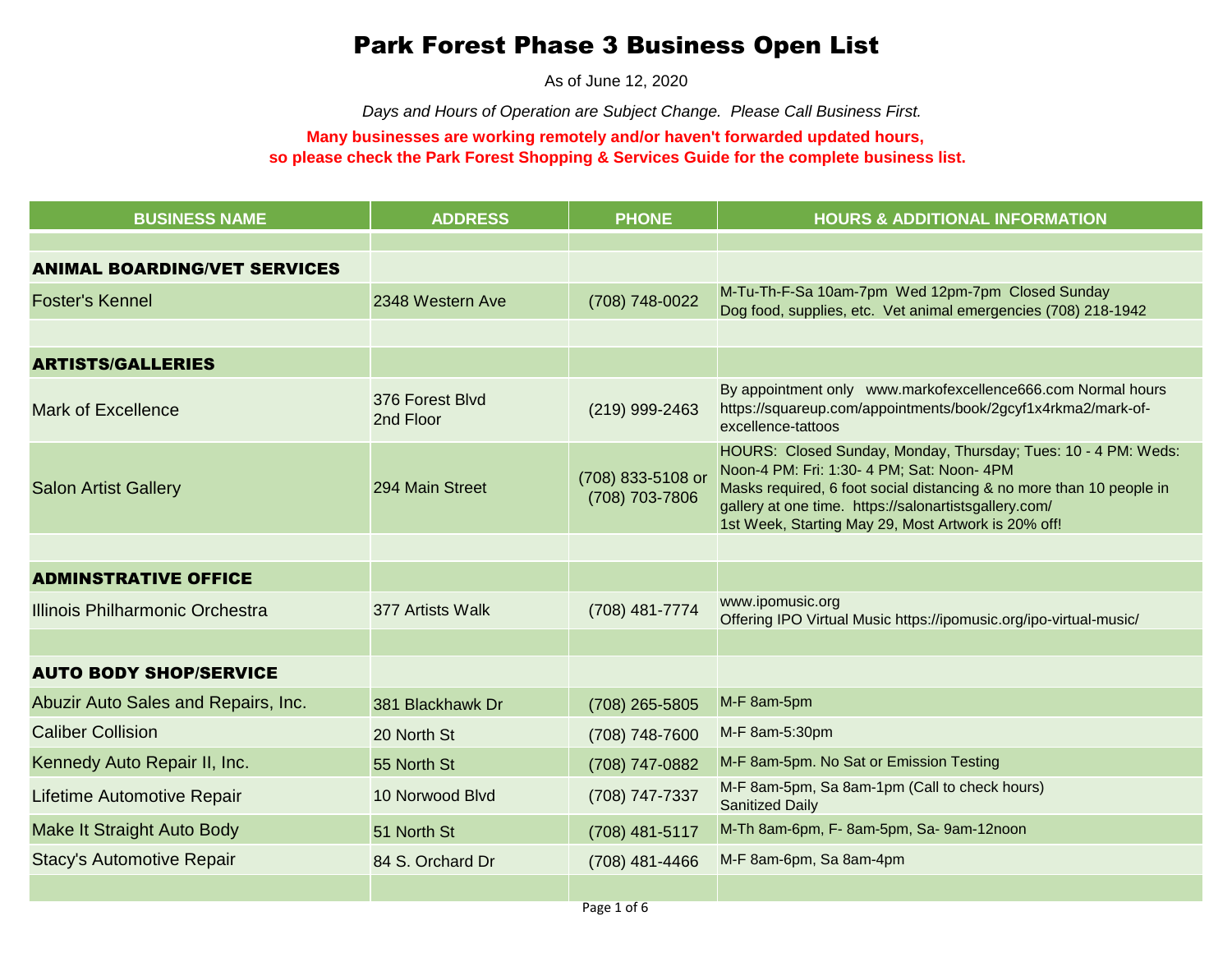# Park Forest Phase 3 Business Open List

As of June 12, 2020

*Days and Hours of Operation are Subject Change. Please Call Business First.*

**Many businesses are working remotely and/or haven't forwarded updated hours, so please check the Park Forest Shopping & Services Guide for the complete business list.**

| BUSINESS NAME | ADDRESS | PHONE | HOURS & ADDITIONAL INFORMATION |
|---|---|---|---|
| | | | |
| **ANIMAL BOARDING/VET SERVICES** | | | |
| Foster's Kennel | 2348 Western Ave | (708) 748-0022 | M-Tu-Th-F-Sa 10am-7pm Wed 12pm-7pm Closed Sunday<br>Dog food, supplies, etc. Vet animal emergencies (708) 218-1942 |
| | | | |
| **ARTISTS/GALLERIES** | | | |
| Mark of Excellence | 376 Forest Blvd<br>2nd Floor | (219) 999-2463 | By appointment only www.markofexcellence666.com Normal hours https://squareup.com/appointments/book/2gcyf1x4rkma2/mark-of-excellence-tattoos |
| Salon Artist Gallery | 294 Main Street | (708) 833-5108 or (708) 703-7806 | HOURS: Closed Sunday, Monday, Thursday; Tues: 10 - 4 PM: Weds: Noon-4 PM: Fri: 1:30- 4 PM; Sat: Noon- 4PM<br>Masks required, 6 foot social distancing & no more than 10 people in gallery at one time. https://salonartistsgallery.com/<br>1st Week, Starting May 29, Most Artwork is 20% off! |
| | | | |
| **ADMINSTRATIVE OFFICE** | | | |
| Illinois Philharmonic Orchestra | 377 Artists Walk | (708) 481-7774 | www.ipomusic.org<br>Offering IPO Virtual Music https://ipomusic.org/ipo-virtual-music/ |
| | | | |
| **AUTO BODY SHOP/SERVICE** | | | |
| Abuzir Auto Sales and Repairs, Inc. | 381 Blackhawk Dr | (708) 265-5805 | M-F 8am-5pm |
| Caliber Collision | 20 North St | (708) 748-7600 | M-F 8am-5:30pm |
| Kennedy Auto Repair II, Inc. | 55 North St | (708) 747-0882 | M-F 8am-5pm. No Sat or Emission Testing |
| Lifetime Automotive Repair | 10 Norwood Blvd | (708) 747-7337 | M-F 8am-5pm, Sa 8am-1pm (Call to check hours)<br>Sanitized Daily |
| Make It Straight Auto Body | 51 North St | (708) 481-5117 | M-Th 8am-6pm, F- 8am-5pm, Sa- 9am-12noon |
| Stacy's Automotive Repair | 84 S. Orchard Dr | (708) 481-4466 | M-F 8am-6pm, Sa 8am-4pm |
| | | | |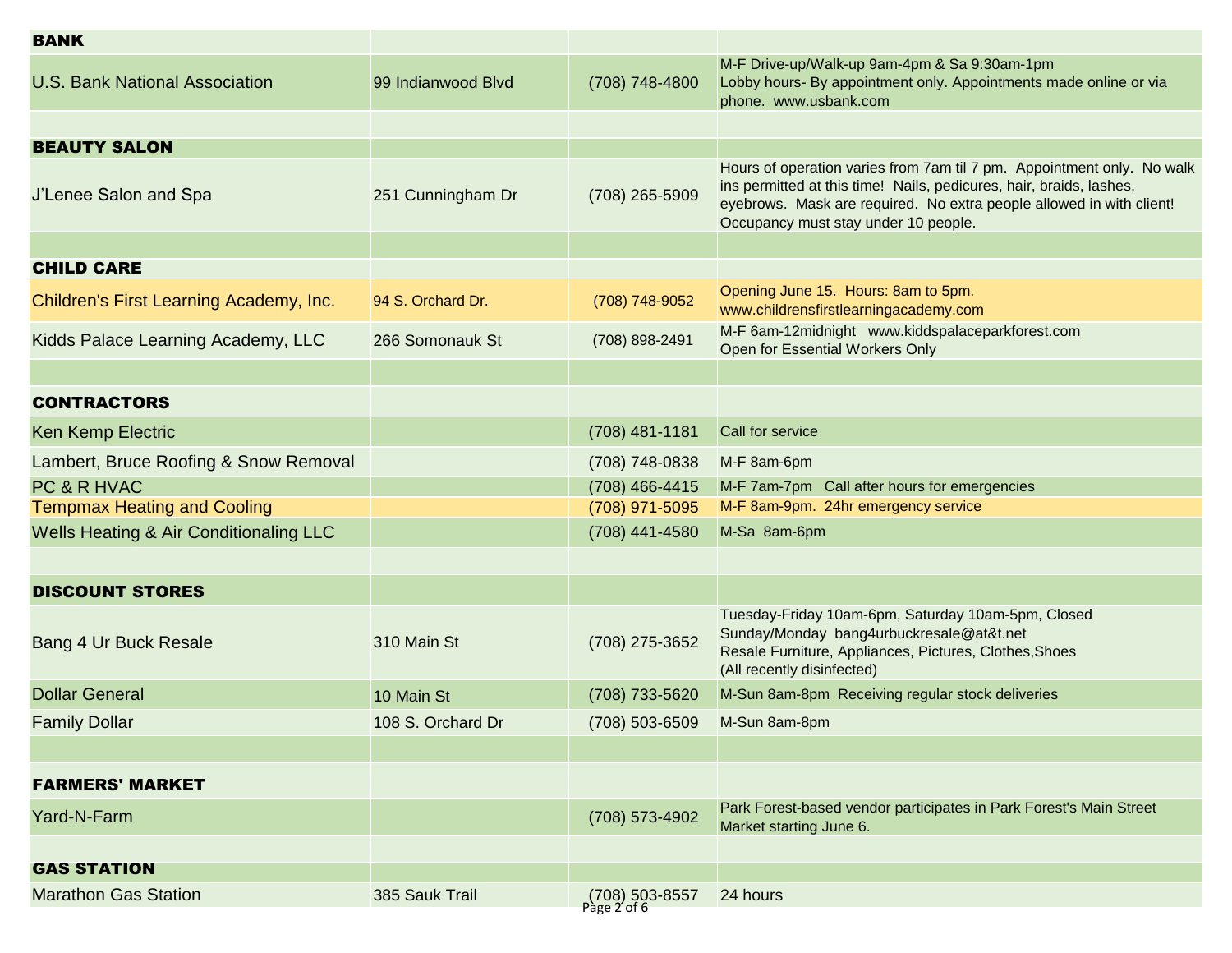| | | | |
|---|---|---|---|
| **BANK** | | | |
| U.S. Bank National Association | 99 Indianwood Blvd | (708) 748-4800 | M-F Drive-up/Walk-up 9am-4pm & Sa 9:30am-1pm Lobby hours- By appointment only. Appointments made online or via phone. www.usbank.com |
| | | | |
| **BEAUTY SALON** | | | |
| J'Lenee Salon and Spa | 251 Cunningham Dr | (708) 265-5909 | Hours of operation varies from 7am til 7 pm. Appointment only. No walk ins permitted at this time! Nails, pedicures, hair, braids, lashes, eyebrows. Mask are required. No extra people allowed in with client! Occupancy must stay under 10 people. |
| | | | |
| **CHILD CARE** | | | |
| Children's First Learning Academy, Inc. | 94 S. Orchard Dr. | (708) 748-9052 | Opening June 15. Hours: 8am to 5pm. www.childrensfirstlearningacademy.com |
| Kidds Palace Learning Academy, LLC | 266 Somonauk St | (708) 898-2491 | M-F 6am-12midnight www.kiddspalaceparkforest.com Open for Essential Workers Only |
| | | | |
| **CONTRACTORS** | | | |
| Ken Kemp Electric | | (708) 481-1181 | Call for service |
| Lambert, Bruce Roofing & Snow Removal | | (708) 748-0838 | M-F 8am-6pm |
| PC & R HVAC | | (708) 466-4415 | M-F 7am-7pm Call after hours for emergencies |
| Tempmax Heating and Cooling | | (708) 971-5095 | M-F 8am-9pm. 24hr emergency service |
| Wells Heating & Air Conditionaling LLC | | (708) 441-4580 | M-Sa 8am-6pm |
| | | | |
| **DISCOUNT STORES** | | | |
| Bang 4 Ur Buck Resale | 310 Main St | (708) 275-3652 | Tuesday-Friday 10am-6pm, Saturday 10am-5pm, Closed Sunday/Monday bang4urbuckresale@at&t.net Resale Furniture, Appliances, Pictures, Clothes,Shoes (All recently disinfected) |
| Dollar General | 10 Main St | (708) 733-5620 | M-Sun 8am-8pm Receiving regular stock deliveries |
| Family Dollar | 108 S. Orchard Dr | (708) 503-6509 | M-Sun 8am-8pm |
| | | | |
| **FARMERS' MARKET** | | | |
| Yard-N-Farm | | (708) 573-4902 | Park Forest-based vendor participates in Park Forest's Main Street Market starting June 6. |
| | | | |
| **GAS STATION** | | | |
| Marathon Gas Station | 385 Sauk Trail | (708) 503-8557 | 24 hours |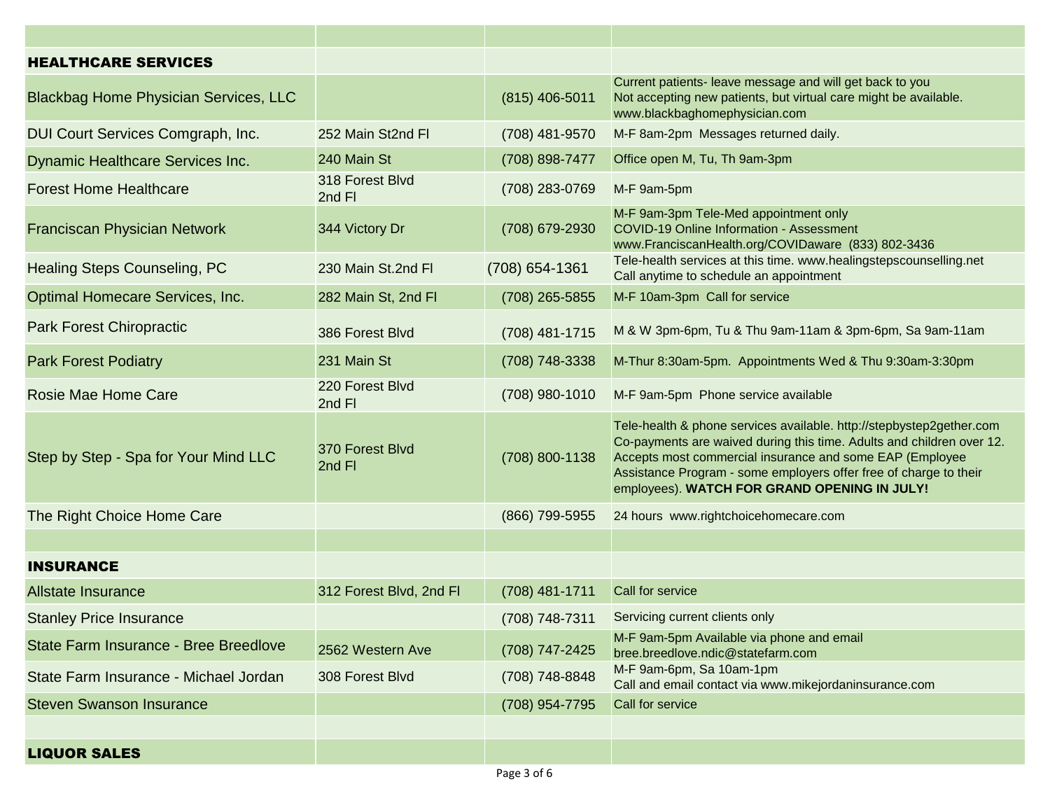| | | | |
|---|---|---|---|
| **HEALTHCARE SERVICES** | | | |
| Blackbag Home Physician Services, LLC | | (815) 406-5011 | Current patients- leave message and will get back to you<br>Not accepting new patients, but virtual care might be available.<br>www.blackbaghomephysician.com |
| DUI Court Services Comgraph, Inc. | 252 Main St2nd Fl | (708) 481-9570 | M-F 8am-2pm Messages returned daily. |
| Dynamic Healthcare Services Inc. | 240 Main St | (708) 898-7477 | Office open M, Tu, Th 9am-3pm |
| Forest Home Healthcare | 318 Forest Blvd 2nd Fl | (708) 283-0769 | M-F 9am-5pm |
| Franciscan Physician Network | 344 Victory Dr | (708) 679-2930 | M-F 9am-3pm Tele-Med appointment only<br>COVID-19 Online Information - Assessment<br>www.FranciscanHealth.org/COVIDaware (833) 802-3436 |
| Healing Steps Counseling, PC | 230 Main St.2nd Fl | (708) 654-1361 | Tele-health services at this time. www.healingstepscounselling.net<br>Call anytime to schedule an appointment |
| Optimal Homecare Services, Inc. | 282 Main St, 2nd Fl | (708) 265-5855 | M-F 10am-3pm Call for service |
| Park Forest Chiropractic | 386 Forest Blvd | (708) 481-1715 | M & W 3pm-6pm, Tu & Thu 9am-11am & 3pm-6pm, Sa 9am-11am |
| Park Forest Podiatry | 231 Main St | (708) 748-3338 | M-Thur 8:30am-5pm. Appointments Wed & Thu 9:30am-3:30pm |
| Rosie Mae Home Care | 220 Forest Blvd 2nd Fl | (708) 980-1010 | M-F 9am-5pm Phone service available |
| Step by Step - Spa for Your Mind LLC | 370 Forest Blvd 2nd Fl | (708) 800-1138 | Tele-health & phone services available. http://stepbystep2gether.com<br>Co-payments are waived during this time. Adults and children over 12.<br>Accepts most commercial insurance and some EAP (Employee Assistance Program - some employers offer free of charge to their employees). **WATCH FOR GRAND OPENING IN JULY!** |
| The Right Choice Home Care | | (866) 799-5955 | 24 hours www.rightchoicehomecare.com |
| | | | |
| **INSURANCE** | | | |
| Allstate Insurance | 312 Forest Blvd, 2nd Fl | (708) 481-1711 | Call for service |
| Stanley Price Insurance | | (708) 748-7311 | Servicing current clients only |
| State Farm Insurance - Bree Breedlove | 2562 Western Ave | (708) 747-2425 | M-F 9am-5pm Available via phone and email<br>bree.breedlove.ndic@statefarm.com |
| State Farm Insurance - Michael Jordan | 308 Forest Blvd | (708) 748-8848 | M-F 9am-6pm, Sa 10am-1pm<br>Call and email contact via www.mikejordaninsurance.com |
| Steven Swanson Insurance | | (708) 954-7795 | Call for service |
| | | | |
| **LIQUOR SALES** | | | |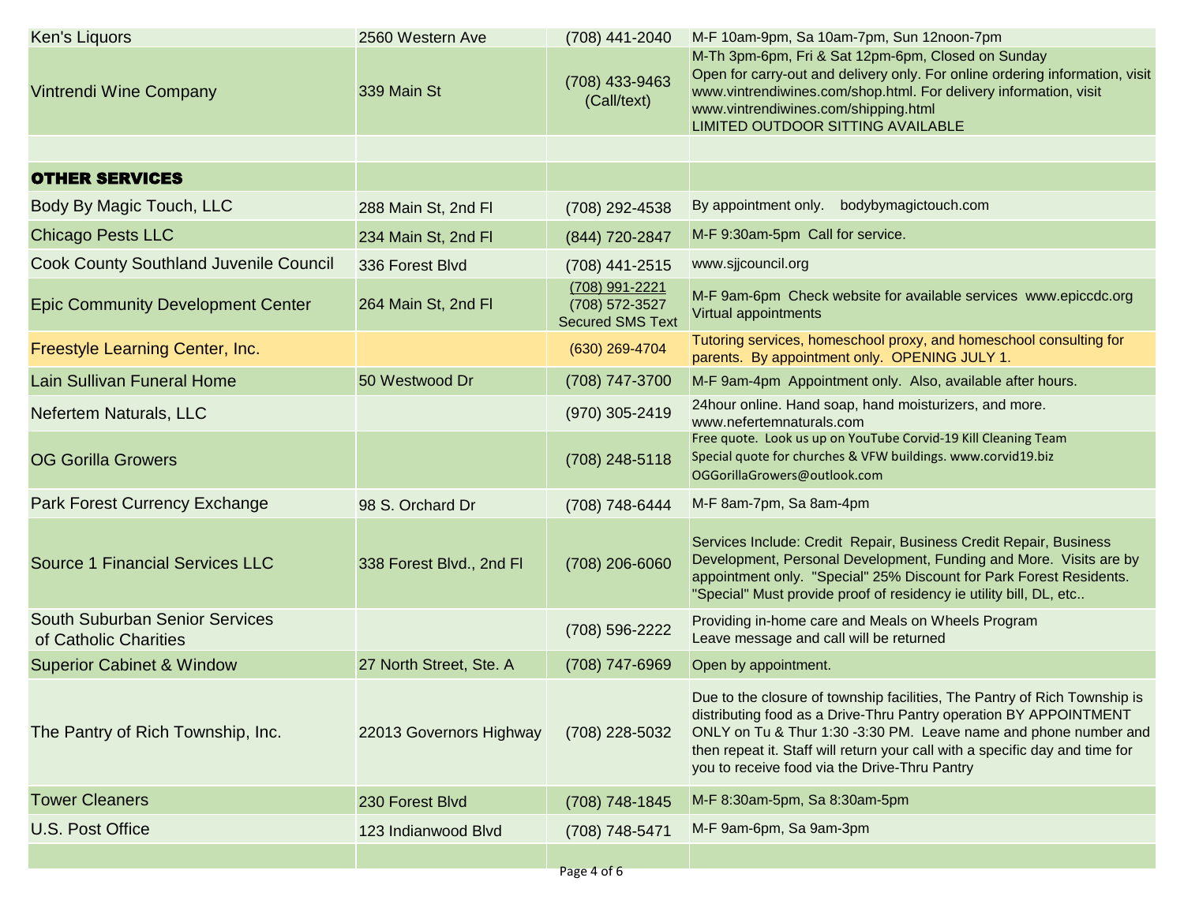| | | | |
|---|---|---|---|
| Ken's Liquors | 2560 Western Ave | (708) 441-2040 | M-F 10am-9pm, Sa 10am-7pm, Sun 12noon-7pm |
| Vintrendi Wine Company | 339 Main St | (708) 433-9463 (Call/text) | M-Th 3pm-6pm, Fri & Sat 12pm-6pm, Closed on Sunday Open for carry-out and delivery only. For online ordering information, visit www.vintrendiwines.com/shop.html. For delivery information, visit www.vintrendiwines.com/shipping.html LIMITED OUTDOOR SITTING AVAILABLE |
| | | | |
| **OTHER SERVICES** | | | |
| Body By Magic Touch, LLC | 288 Main St, 2nd Fl | (708) 292-4538 | By appointment only. bodybymagictouch.com |
| Chicago Pests LLC | 234 Main St, 2nd Fl | (844) 720-2847 | M-F 9:30am-5pm Call for service. |
| Cook County Southland Juvenile Council | 336 Forest Blvd | (708) 441-2515 | www.sjjcouncil.org |
| Epic Community Development Center | 264 Main St, 2nd Fl | (708) 991-2221 (708) 572-3527 Secured SMS Text | M-F 9am-6pm Check website for available services www.epiccdc.org Virtual appointments |
| Freestyle Learning Center, Inc. | | (630) 269-4704 | Tutoring services, homeschool proxy, and homeschool consulting for parents. By appointment only. OPENING JULY 1. |
| Lain Sullivan Funeral Home | 50 Westwood Dr | (708) 747-3700 | M-F 9am-4pm Appointment only. Also, available after hours. |
| Nefertem Naturals, LLC | | (970) 305-2419 | 24hour online. Hand soap, hand moisturizers, and more. www.nefertemnaturals.com |
| OG Gorilla Growers | | (708) 248-5118 | Free quote. Look us up on YouTube Corvid-19 Kill Cleaning Team Special quote for churches & VFW buildings. www.corvid19.biz OGGorillaGrowers@outlook.com |
| Park Forest Currency Exchange | 98 S. Orchard Dr | (708) 748-6444 | M-F 8am-7pm, Sa 8am-4pm |
| Source 1 Financial Services LLC | 338 Forest Blvd., 2nd Fl | (708) 206-6060 | Services Include: Credit Repair, Business Credit Repair, Business Development, Personal Development, Funding and More. Visits are by appointment only. "Special" 25% Discount for Park Forest Residents. "Special" Must provide proof of residency ie utility bill, DL, etc.. |
| South Suburban Senior Services of Catholic Charities | | (708) 596-2222 | Providing in-home care and Meals on Wheels Program Leave message and call will be returned |
| Superior Cabinet & Window | 27 North Street, Ste. A | (708) 747-6969 | Open by appointment. |
| The Pantry of Rich Township, Inc. | 22013 Governors Highway | (708) 228-5032 | Due to the closure of township facilities, The Pantry of Rich Township is distributing food as a Drive-Thru Pantry operation BY APPOINTMENT ONLY on Tu & Thur 1:30 -3:30 PM. Leave name and phone number and then repeat it. Staff will return your call with a specific day and time for you to receive food via the Drive-Thru Pantry |
| Tower Cleaners | 230 Forest Blvd | (708) 748-1845 | M-F 8:30am-5pm, Sa 8:30am-5pm |
| U.S. Post Office | 123 Indianwood Blvd | (708) 748-5471 | M-F 9am-6pm, Sa 9am-3pm |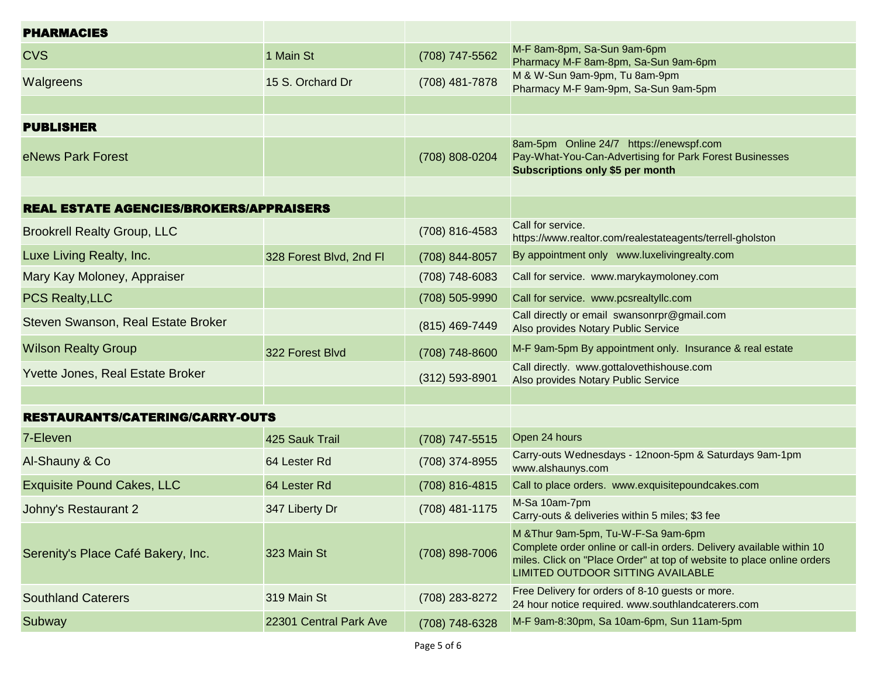| PHARMACIES | | | |
|---|---|---|---|
| CVS | 1 Main St | (708) 747-5562 | M-F 8am-8pm, Sa-Sun 9am-6pm<br>Pharmacy M-F 8am-8pm, Sa-Sun 9am-6pm |
| Walgreens | 15 S. Orchard Dr | (708) 481-7878 | M & W-Sun 9am-9pm, Tu 8am-9pm<br>Pharmacy M-F 9am-9pm, Sa-Sun 9am-5pm |
| | | | |
| **PUBLISHER** | | | |
| eNews Park Forest | | (708) 808-0204 | 8am-5pm Online 24/7 https://enewspf.com<br>Pay-What-You-Can-Advertising for Park Forest Businesses<br>**Subscriptions only $5 per month** |
| | | | |
| **REAL ESTATE AGENCIES/BROKERS/APPRAISERS** | | | |
| Brookrell Realty Group, LLC | | (708) 816-4583 | Call for service.<br>https://www.realtor.com/realestateagents/terrell-gholston |
| Luxe Living Realty, Inc. | 328 Forest Blvd, 2nd Fl | (708) 844-8057 | By appointment only www.luxelivingrealty.com |
| Mary Kay Moloney, Appraiser | | (708) 748-6083 | Call for service. www.marykaymoloney.com |
| PCS Realty,LLC | | (708) 505-9990 | Call for service. www.pcsrealtyllc.com |
| Steven Swanson, Real Estate Broker | | (815) 469-7449 | Call directly or email swansonrpr@gmail.com<br>Also provides Notary Public Service |
| Wilson Realty Group | 322 Forest Blvd | (708) 748-8600 | M-F 9am-5pm By appointment only. Insurance & real estate |
| Yvette Jones, Real Estate Broker | | (312) 593-8901 | Call directly. www.gottalovethishouse.com<br>Also provides Notary Public Service |
| | | | |
| **RESTAURANTS/CATERING/CARRY-OUTS** | | | |
| 7-Eleven | 425 Sauk Trail | (708) 747-5515 | Open 24 hours |
| Al-Shauny & Co | 64 Lester Rd | (708) 374-8955 | Carry-outs Wednesdays - 12noon-5pm & Saturdays 9am-1pm<br>www.alshaunys.com |
| Exquisite Pound Cakes, LLC | 64 Lester Rd | (708) 816-4815 | Call to place orders. www.exquisitepoundcakes.com |
| Johny's Restaurant 2 | 347 Liberty Dr | (708) 481-1175 | M-Sa 10am-7pm<br>Carry-outs & deliveries within 5 miles; $3 fee |
| Serenity's Place Café Bakery, Inc. | 323 Main St | (708) 898-7006 | M &Thur 9am-5pm, Tu-W-F-Sa 9am-6pm<br>Complete order online or call-in orders. Delivery available within 10 miles. Click on "Place Order" at top of website to place online orders<br>LIMITED OUTDOOR SITTING AVAILABLE |
| Southland Caterers | 319 Main St | (708) 283-8272 | Free Delivery for orders of 8-10 guests or more.<br>24 hour notice required. www.southlandcaterers.com |
| Subway | 22301 Central Park Ave | (708) 748-6328 | M-F 9am-8:30pm, Sa 10am-6pm, Sun 11am-5pm |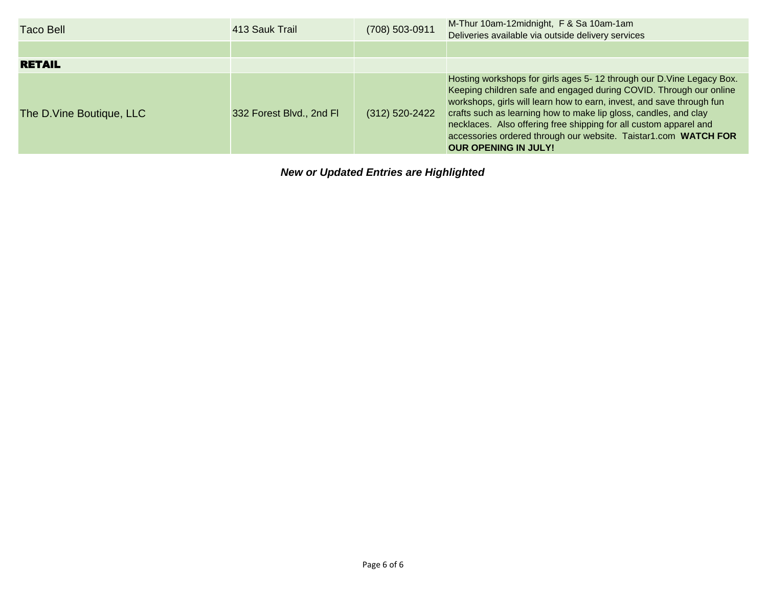| | | | |
|---|---|---|---|
| Taco Bell | 413 Sauk Trail | (708) 503-0911 | M-Thur 10am-12midnight, F & Sa 10am-1am<br>Deliveries available via outside delivery services |
| | | | |
| **RETAIL** | | | |
| The D.Vine Boutique, LLC | 332 Forest Blvd., 2nd Fl | (312) 520-2422 | Hosting workshops for girls ages 5- 12 through our D.Vine Legacy Box. Keeping children safe and engaged during COVID. Through our online workshops, girls will learn how to earn, invest, and save through fun crafts such as learning how to make lip gloss, candles, and clay necklaces. Also offering free shipping for all custom apparel and accessories ordered through our website. Taistar1.com **WATCH FOR OUR OPENING IN JULY!** |

***New or Updated Entries are Highlighted***